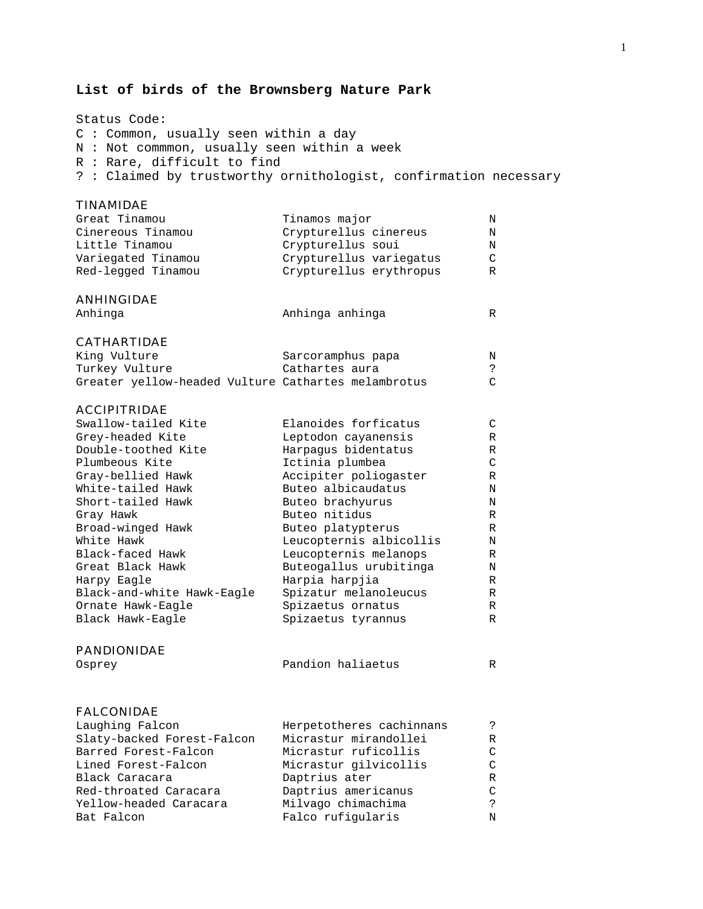# List of birds of the Brownsberg Nature Park

Status Code:
C : Common, usually seen within a day
N : Not commmon, usually seen within a week
R : Rare, difficult to find
? : Claimed by trustworthy ornithologist, confirmation necessary

## TINAMIDAE

| | | |
|---|---|---|
| Great Tinamou | Tinamos major | N |
| Cinereous Tinamou | Crypturellus cinereus | N |
| Little Tinamou | Crypturellus soui | N |
| Variegated Tinamou | Crypturellus variegatus | C |
| Red-legged Tinamou | Crypturellus erythropus | R |

## ANHINGIDAE

| | | |
|---|---|---|
| Anhinga | Anhinga anhinga | R |

## CATHARTIDAE

| | | |
|---|---|---|
| King Vulture | Sarcoramphus papa | N |
| Turkey Vulture | Cathartes aura | ? |
| Greater yellow-headed Vulture | Cathartes melambrotus | C |

## ACCIPITRIDAE

| | | |
|---|---|---|
| Swallow-tailed Kite | Elanoides forficatus | C |
| Grey-headed Kite | Leptodon cayanensis | R |
| Double-toothed Kite | Harpagus bidentatus | R |
| Plumbeous Kite | Ictinia plumbea | C |
| Gray-bellied Hawk | Accipiter poliogaster | R |
| White-tailed Hawk | Buteo albicaudatus | N |
| Short-tailed Hawk | Buteo brachyurus | N |
| Gray Hawk | Buteo nitidus | R |
| Broad-winged Hawk | Buteo platypterus | R |
| White Hawk | Leucopternis albicollis | N |
| Black-faced Hawk | Leucopternis melanops | R |
| Great Black Hawk | Buteogallus urubitinga | N |
| Harpy Eagle | Harpia harpjia | R |
| Black-and-white Hawk-Eagle | Spizatur melanoleucus | R |
| Ornate Hawk-Eagle | Spizaetus ornatus | R |
| Black Hawk-Eagle | Spizaetus tyrannus | R |

## PANDIONIDAE

| | | |
|---|---|---|
| Osprey | Pandion haliaetus | R |

## FALCONIDAE

| | | |
|---|---|---|
| Laughing Falcon | Herpetotheres cachinnans | ? |
| Slaty-backed Forest-Falcon | Micrastur mirandollei | R |
| Barred Forest-Falcon | Micrastur ruficollis | C |
| Lined Forest-Falcon | Micrastur gilvicollis | C |
| Black Caracara | Daptrius ater | R |
| Red-throated Caracara | Daptrius americanus | C |
| Yellow-headed Caracara | Milvago chimachima | ? |
| Bat Falcon | Falco rufigularis | N |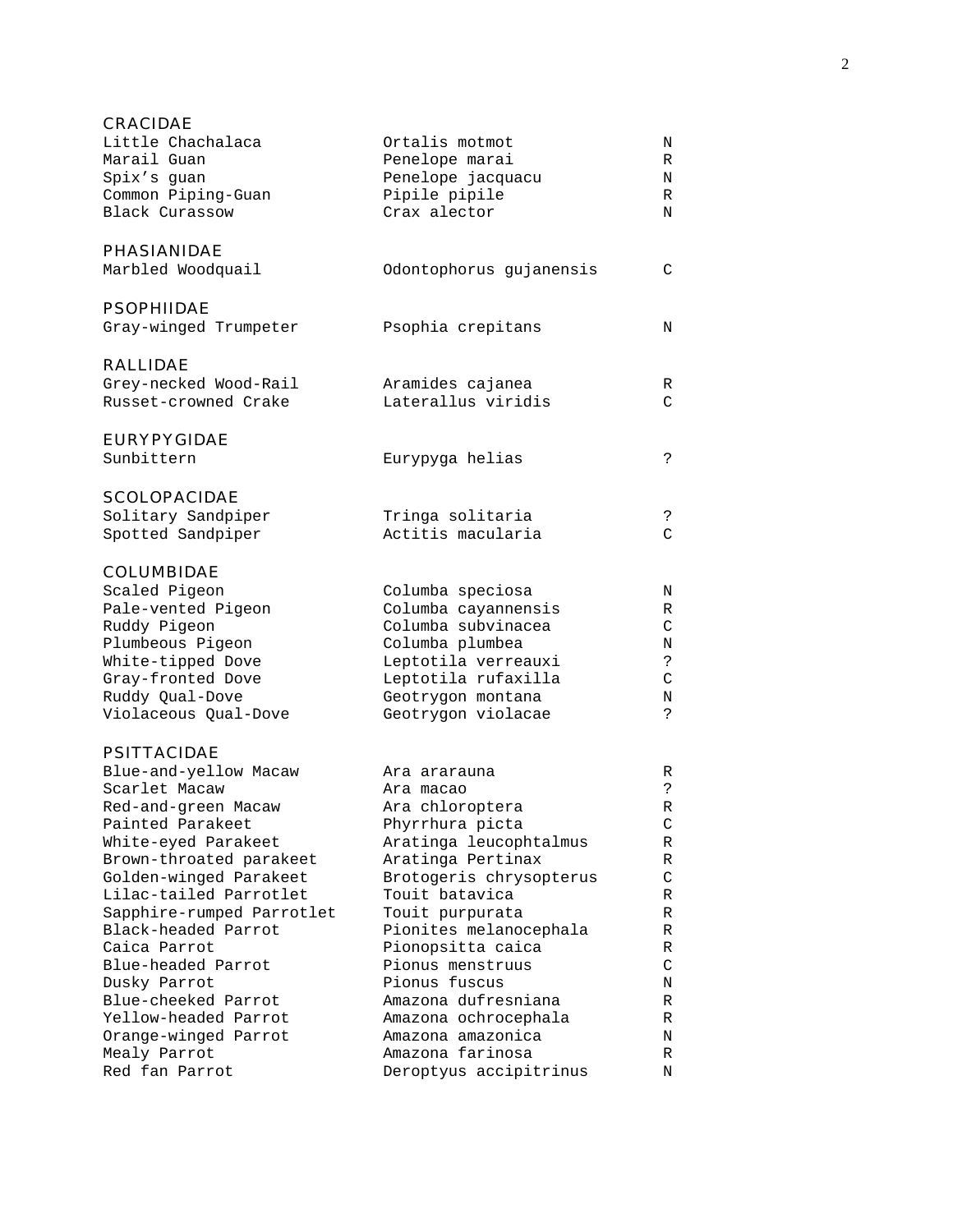CRACIDAE

| | | |
|---|---|---|
| Little Chachalaca | Ortalis motmot | N |
| Marail Guan | Penelope marai | R |
| Spix's guan | Penelope jacquacu | N |
| Common Piping-Guan | Pipile pipile | R |
| Black Curassow | Crax alector | N |

PHASIANIDAE

| | | |
|---|---|---|
| Marbled Woodquail | Odontophorus gujanensis | C |

PSOPHIIDAE

| | | |
|---|---|---|
| Gray-winged Trumpeter | Psophia crepitans | N |

RALLIDAE

| | | |
|---|---|---|
| Grey-necked Wood-Rail | Aramides cajanea | R |
| Russet-crowned Crake | Laterallus viridis | C |

EURYPYGIDAE

| | | |
|---|---|---|
| Sunbittern | Eurypyga helias | ? |

SCOLOPACIDAE

| | | |
|---|---|---|
| Solitary Sandpiper | Tringa solitaria | ? |
| Spotted Sandpiper | Actitis macularia | C |

COLUMBIDAE

| | | |
|---|---|---|
| Scaled Pigeon | Columba speciosa | N |
| Pale-vented Pigeon | Columba cayannensis | R |
| Ruddy Pigeon | Columba subvinacea | C |
| Plumbeous Pigeon | Columba plumbea | N |
| White-tipped Dove | Leptotila verreauxi | ? |
| Gray-fronted Dove | Leptotila rufaxilla | C |
| Ruddy Qual-Dove | Geotrygon montana | N |
| Violaceous Qual-Dove | Geotrygon violacae | ? |

PSITTACIDAE

| | | |
|---|---|---|
| Blue-and-yellow Macaw | Ara ararauna | R |
| Scarlet Macaw | Ara macao | ? |
| Red-and-green Macaw | Ara chloroptera | R |
| Painted Parakeet | Phyrrhura picta | C |
| White-eyed Parakeet | Aratinga leucophtalmus | R |
| Brown-throated parakeet | Aratinga Pertinax | R |
| Golden-winged Parakeet | Brotogeris chrysopterus | C |
| Lilac-tailed Parrotlet | Touit batavica | R |
| Sapphire-rumped Parrotlet | Touit purpurata | R |
| Black-headed Parrot | Pionites melanocephala | R |
| Caica Parrot | Pionopsitta caica | R |
| Blue-headed Parrot | Pionus menstruus | C |
| Dusky Parrot | Pionus fuscus | N |
| Blue-cheeked Parrot | Amazona dufresniana | R |
| Yellow-headed Parrot | Amazona ochrocephala | R |
| Orange-winged Parrot | Amazona amazonica | N |
| Mealy Parrot | Amazona farinosa | R |
| Red fan Parrot | Deroptyus accipitrinus | N |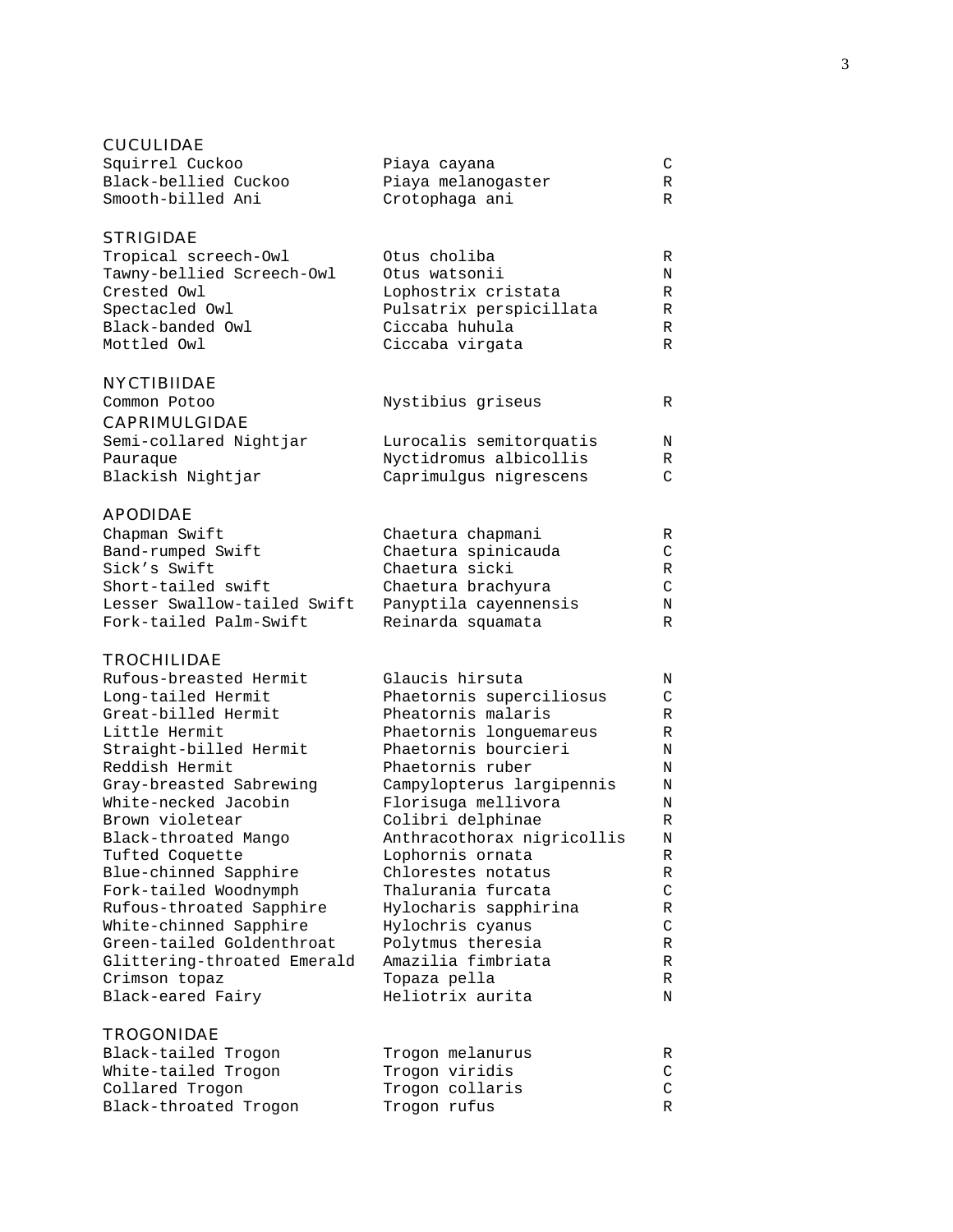## CUCULIDAE

| | | |
|---|---|---|
| Squirrel Cuckoo | Piaya cayana | C |
| Black-bellied Cuckoo | Piaya melanogaster | R |
| Smooth-billed Ani | Crotophaga ani | R |

## STRIGIDAE

| | | |
|---|---|---|
| Tropical screech-Owl | Otus choliba | R |
| Tawny-bellied Screech-Owl | Otus watsonii | N |
| Crested Owl | Lophostrix cristata | R |
| Spectacled Owl | Pulsatrix perspicillata | R |
| Black-banded Owl | Ciccaba huhula | R |
| Mottled Owl | Ciccaba virgata | R |

## NYCTIBIIDAE

| | | |
|---|---|---|
| Common Potoo | Nystibius griseus | R |

## CAPRIMULGIDAE

| | | |
|---|---|---|
| Semi-collared Nightjar | Lurocalis semitorquatis | N |
| Pauraque | Nyctidromus albicollis | R |
| Blackish Nightjar | Caprimulgus nigrescens | C |

## APODIDAE

| | | |
|---|---|---|
| Chapman Swift | Chaetura chapmani | R |
| Band-rumped Swift | Chaetura spinicauda | C |
| Sick's Swift | Chaetura sicki | R |
| Short-tailed swift | Chaetura brachyura | C |
| Lesser Swallow-tailed Swift | Panyptila cayennensis | N |
| Fork-tailed Palm-Swift | Reinarda squamata | R |

## TROCHILIDAE

| | | |
|---|---|---|
| Rufous-breasted Hermit | Glaucis hirsuta | N |
| Long-tailed Hermit | Phaetornis superciliosus | C |
| Great-billed Hermit | Pheatornis malaris | R |
| Little Hermit | Phaetornis longuemareus | R |
| Straight-billed Hermit | Phaetornis bourcieri | N |
| Reddish Hermit | Phaetornis ruber | N |
| Gray-breasted Sabrewing | Campylopterus largipennis | N |
| White-necked Jacobin | Florisuga mellivora | N |
| Brown violetear | Colibri delphinae | R |
| Black-throated Mango | Anthracothorax nigricollis | N |
| Tufted Coquette | Lophornis ornata | R |
| Blue-chinned Sapphire | Chlorestes notatus | R |
| Fork-tailed Woodnymph | Thalurania furcata | C |
| Rufous-throated Sapphire | Hylocharis sapphirina | R |
| White-chinned Sapphire | Hylochris cyanus | C |
| Green-tailed Goldenthroat | Polytmus theresia | R |
| Glittering-throated Emerald | Amazilia fimbriata | R |
| Crimson topaz | Topaza pella | R |
| Black-eared Fairy | Heliotrix aurita | N |

## TROGONIDAE

| | | |
|---|---|---|
| Black-tailed Trogon | Trogon melanurus | R |
| White-tailed Trogon | Trogon viridis | C |
| Collared Trogon | Trogon collaris | C |
| Black-throated Trogon | Trogon rufus | R |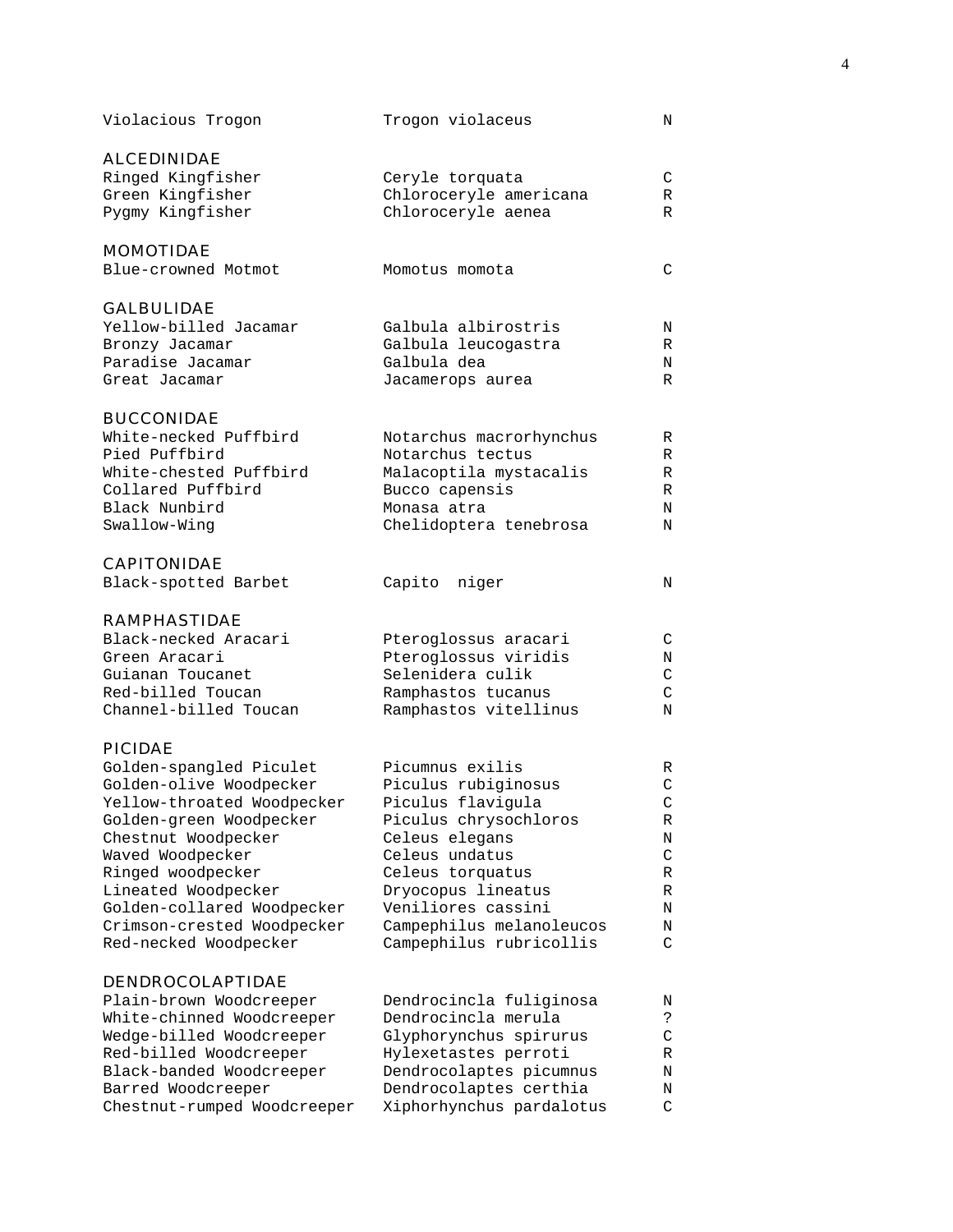| | | |
|---|---|---|
| Violacious Trogon | Trogon violaceus | N |
| **ALCEDINIDAE** | | |
| Ringed Kingfisher | Ceryle torquata | C |
| Green Kingfisher | Chloroceryle americana | R |
| Pygmy Kingfisher | Chloroceryle aenea | R |
| **MOMOTIDAE** | | |
| Blue-crowned Motmot | Momotus momota | C |
| **GALBULIDAE** | | |
| Yellow-billed Jacamar | Galbula albirostris | N |
| Bronzy Jacamar | Galbula leucogastra | R |
| Paradise Jacamar | Galbula dea | N |
| Great Jacamar | Jacamerops aurea | R |
| **BUCCONIDAE** | | |
| White-necked Puffbird | Notarchus macrorhynchus | R |
| Pied Puffbird | Notarchus tectus | R |
| White-chested Puffbird | Malacoptila mystacalis | R |
| Collared Puffbird | Bucco capensis | R |
| Black Nunbird | Monasa atra | N |
| Swallow-Wing | Chelidoptera tenebrosa | N |
| **CAPITONIDAE** | | |
| Black-spotted Barbet | Capito niger | N |
| **RAMPHASTIDAE** | | |
| Black-necked Aracari | Pteroglossus aracari | C |
| Green Aracari | Pteroglossus viridis | N |
| Guianan Toucanet | Selenidera culik | C |
| Red-billed Toucan | Ramphastos tucanus | C |
| Channel-billed Toucan | Ramphastos vitellinus | N |
| **PICIDAE** | | |
| Golden-spangled Piculet | Picumnus exilis | R |
| Golden-olive Woodpecker | Piculus rubiginosus | C |
| Yellow-throated Woodpecker | Piculus flavigula | C |
| Golden-green Woodpecker | Piculus chrysochloros | R |
| Chestnut Woodpecker | Celeus elegans | N |
| Waved Woodpecker | Celeus undatus | C |
| Ringed woodpecker | Celeus torquatus | R |
| Lineated Woodpecker | Dryocopus lineatus | R |
| Golden-collared Woodpecker | Veniliores cassini | N |
| Crimson-crested Woodpecker | Campephilus melanoleucos | N |
| Red-necked Woodpecker | Campephilus rubricollis | C |
| **DENDROCOLAPTIDAE** | | |
| Plain-brown Woodcreeper | Dendrocincla fuliginosa | N |
| White-chinned Woodcreeper | Dendrocincla merula | ? |
| Wedge-billed Woodcreeper | Glyphorynchus spirurus | C |
| Red-billed Woodcreeper | Hylexetastes perroti | R |
| Black-banded Woodcreeper | Dendrocolaptes picumnus | N |
| Barred Woodcreeper | Dendrocolaptes certhia | N |
| Chestnut-rumped Woodcreeper | Xiphorhynchus pardalotus | C |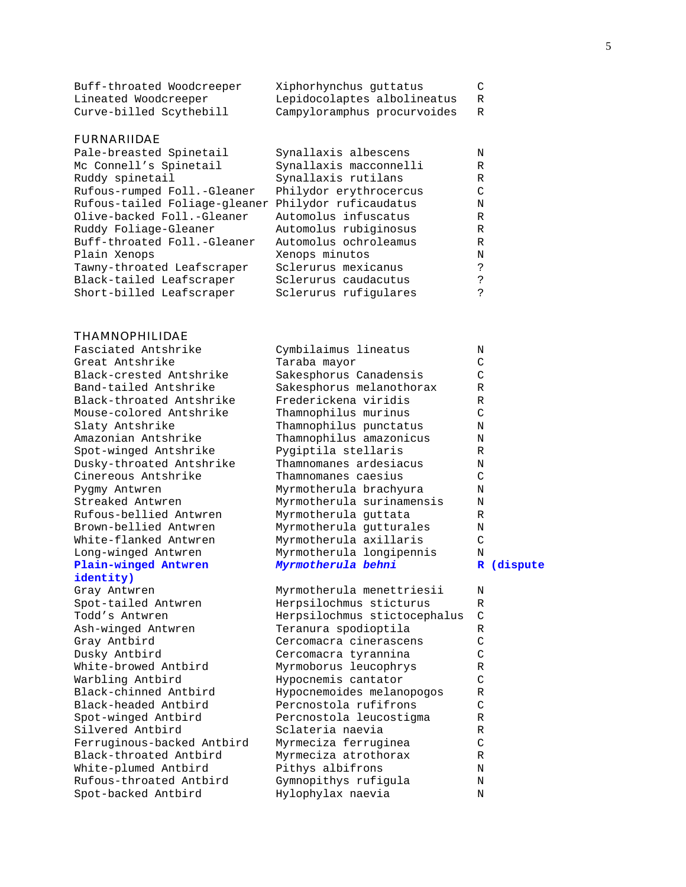| | | |
|---|---|---|
| Buff-throated Woodcreeper | Xiphorhynchus guttatus | C |
| Lineated Woodcreeper | Lepidocolaptes albolineatus | R |
| Curve-billed Scythebill | Campyloramphus procurvoides | R |

## FURNARIIDAE

| | | |
|---|---|---|
| Pale-breasted Spinetail | Synallaxis albescens | N |
| Mc Connell's Spinetail | Synallaxis macconnelli | R |
| Ruddy spinetail | Synallaxis rutilans | R |
| Rufous-rumped Foll.-Gleaner | Philydor erythrocercus | C |
| Rufous-tailed Foliage-gleaner | Philydor ruficaudatus | N |
| Olive-backed Foll.-Gleaner | Automolus infuscatus | R |
| Ruddy Foliage-Gleaner | Automolus rubiginosus | R |
| Buff-throated Foll.-Gleaner | Automolus ochroleamus | R |
| Plain Xenops | Xenops minutos | N |
| Tawny-throated Leafscraper | Sclerurus mexicanus | ? |
| Black-tailed Leafscraper | Sclerurus caudacutus | ? |
| Short-billed Leafscraper | Sclerurus rufigulares | ? |

## THAMNOPHILIDAE

| | | |
|---|---|---|
| Fasciated Antshrike | Cymbilaimus lineatus | N |
| Great Antshrike | Taraba mayor | C |
| Black-crested Antshrike | Sakesphorus Canadensis | C |
| Band-tailed Antshrike | Sakesphorus melanothorax | R |
| Black-throated Antshrike | Frederickena viridis | R |
| Mouse-colored Antshrike | Thamnophilus murinus | C |
| Slaty Antshrike | Thamnophilus punctatus | N |
| Amazonian Antshrike | Thamnophilus amazonicus | N |
| Spot-winged Antshrike | Pygiptila stellaris | R |
| Dusky-throated Antshrike | Thamnomanes ardesiacus | N |
| Cinereous Antshrike | Thamnomanes caesius | C |
| Pygmy Antwren | Myrmotherula brachyura | N |
| Streaked Antwren | Myrmotherula surinamensis | N |
| Rufous-bellied Antwren | Myrmotherula guttata | R |
| Brown-bellied Antwren | Myrmotherula gutturales | N |
| White-flanked Antwren | Myrmotherula axillaris | C |
| Long-winged Antwren | Myrmotherula longipennis | N |
| **Plain-winged Antwren** | ***Myrmotherula behni*** | **R (dispute identity)** |
| Gray Antwren | Myrmotherula menettriesii | N |
| Spot-tailed Antwren | Herpsilochmus sticturus | R |
| Todd's Antwren | Herpsilochmus stictocephalus | C |
| Ash-winged Antwren | Teranura spodioptila | R |
| Gray Antbird | Cercomacra cinerascens | C |
| Dusky Antbird | Cercomacra tyrannina | C |
| White-browed Antbird | Myrmoborus leucophrys | R |
| Warbling Antbird | Hypocnemis cantator | C |
| Black-chinned Antbird | Hypocnemoides melanopogos | R |
| Black-headed Antbird | Percnostola rufifrons | C |
| Spot-winged Antbird | Percnostola leucostigma | R |
| Silvered Antbird | Sclateria naevia | R |
| Ferruginous-backed Antbird | Myrmeciza ferruginea | C |
| Black-throated Antbird | Myrmeciza atrothorax | R |
| White-plumed Antbird | Pithys albifrons | N |
| Rufous-throated Antbird | Gymnopithys rufigula | N |
| Spot-backed Antbird | Hylophylax naevia | N |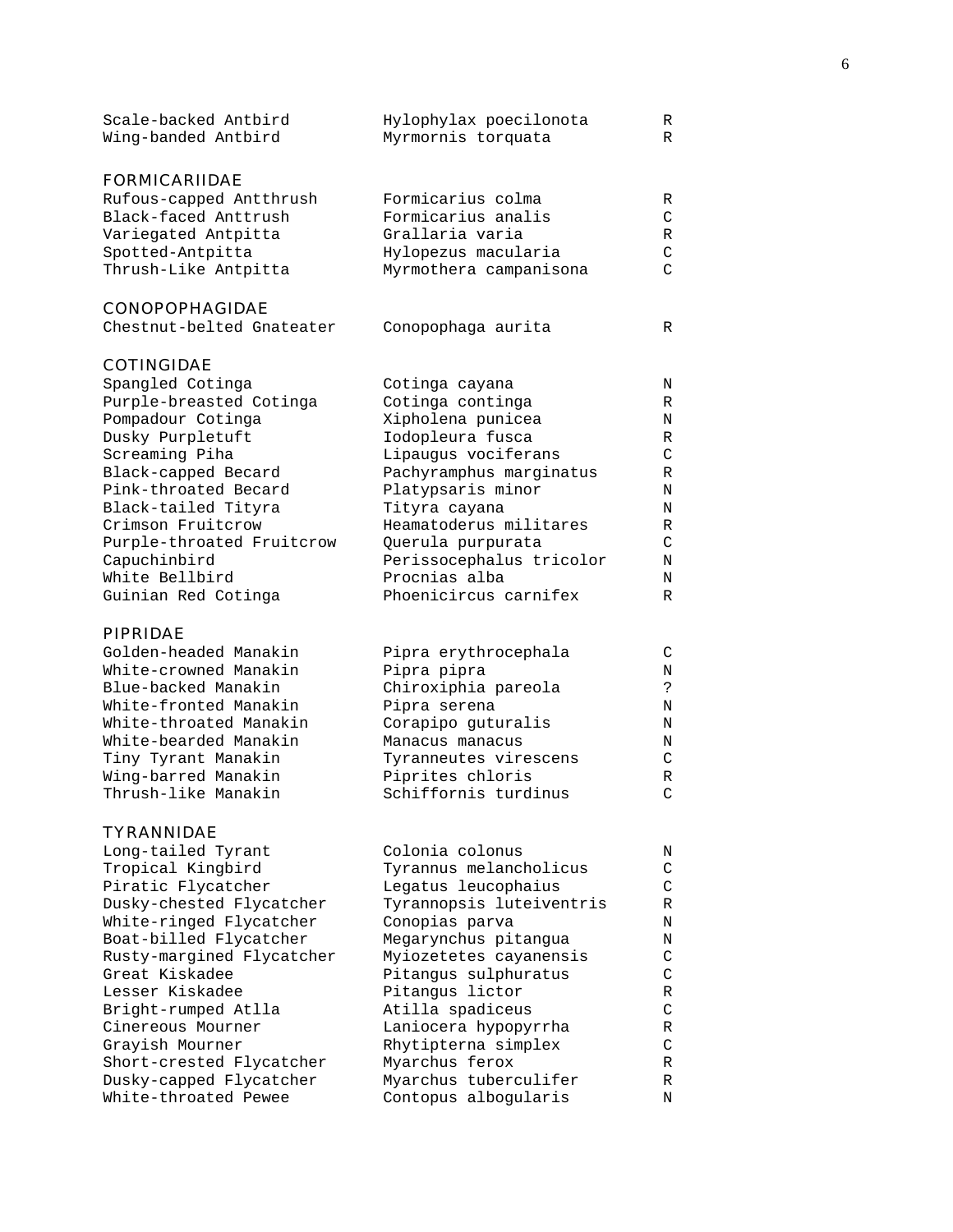| | | |
|---|---|---|
| Scale-backed Antbird | Hylophylax poecilonota | R |
| Wing-banded Antbird | Myrmornis torquata | R |

## FORMICARIIDAE

| | | |
|---|---|---|
| Rufous-capped Antthrush | Formicarius colma | R |
| Black-faced Anttrush | Formicarius analis | C |
| Variegated Antpitta | Grallaria varia | R |
| Spotted-Antpitta | Hylopezus macularia | C |
| Thrush-Like Antpitta | Myrmothera campanisona | C |

## CONOPOPHAGIDAE

| | | |
|---|---|---|
| Chestnut-belted Gnateater | Conopophaga aurita | R |

## COTINGIDAE

| | | |
|---|---|---|
| Spangled Cotinga | Cotinga cayana | N |
| Purple-breasted Cotinga | Cotinga continga | R |
| Pompadour Cotinga | Xipholena punicea | N |
| Dusky Purpletuft | Iodopleura fusca | R |
| Screaming Piha | Lipaugus vociferans | C |
| Black-capped Becard | Pachyramphus marginatus | R |
| Pink-throated Becard | Platypsaris minor | N |
| Black-tailed Tityra | Tityra cayana | N |
| Crimson Fruitcrow | Heamatoderus militares | R |
| Purple-throated Fruitcrow | Querula purpurata | C |
| Capuchinbird | Perissocephalus tricolor | N |
| White Bellbird | Procnias alba | N |
| Guinian Red Cotinga | Phoenicircus carnifex | R |

## PIPRIDAE

| | | |
|---|---|---|
| Golden-headed Manakin | Pipra erythrocephala | C |
| White-crowned Manakin | Pipra pipra | N |
| Blue-backed Manakin | Chiroxiphia pareola | ? |
| White-fronted Manakin | Pipra serena | N |
| White-throated Manakin | Corapipo guturalis | N |
| White-bearded Manakin | Manacus manacus | N |
| Tiny Tyrant Manakin | Tyranneutes virescens | C |
| Wing-barred Manakin | Piprites chloris | R |
| Thrush-like Manakin | Schiffornis turdinus | C |

## TYRANNIDAE

| | | |
|---|---|---|
| Long-tailed Tyrant | Colonia colonus | N |
| Tropical Kingbird | Tyrannus melancholicus | C |
| Piratic Flycatcher | Legatus leucophaius | C |
| Dusky-chested Flycatcher | Tyrannopsis luteiventris | R |
| White-ringed Flycatcher | Conopias parva | N |
| Boat-billed Flycatcher | Megarynchus pitangua | N |
| Rusty-margined Flycatcher | Myiozetetes cayanensis | C |
| Great Kiskadee | Pitangus sulphuratus | C |
| Lesser Kiskadee | Pitangus lictor | R |
| Bright-rumped Atlla | Atilla spadiceus | C |
| Cinereous Mourner | Laniocera hypopyrrha | R |
| Grayish Mourner | Rhytipterna simplex | C |
| Short-crested Flycatcher | Myarchus ferox | R |
| Dusky-capped Flycatcher | Myarchus tuberculifer | R |
| White-throated Pewee | Contopus albogularis | N |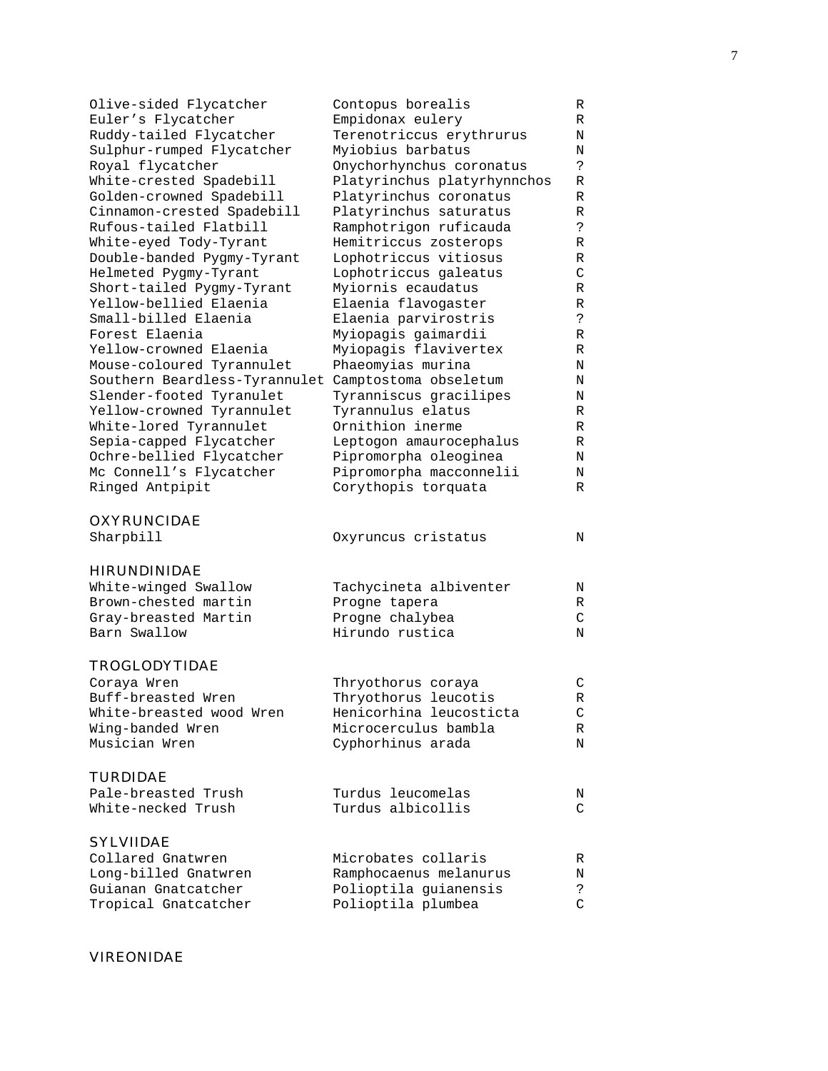| | | |
|---|---|---|
| Olive-sided Flycatcher | Contopus borealis | R |
| Euler’s Flycatcher | Empidonax eulery | R |
| Ruddy-tailed Flycatcher | Terenotriccus erythrurus | N |
| Sulphur-rumped Flycatcher | Myiobius barbatus | N |
| Royal flycatcher | Onychorhynchus coronatus | ? |
| White-crested Spadebill | Platyrinchus platyrhynnchos | R |
| Golden-crowned Spadebill | Platyrinchus coronatus | R |
| Cinnamon-crested Spadebill | Platyrinchus saturatus | R |
| Rufous-tailed Flatbill | Ramphotrigon ruficauda | ? |
| White-eyed Tody-Tyrant | Hemitriccus zosterops | R |
| Double-banded Pygmy-Tyrant | Lophotriccus vitiosus | R |
| Helmeted Pygmy-Tyrant | Lophotriccus galeatus | C |
| Short-tailed Pygmy-Tyrant | Myiornis ecaudatus | R |
| Yellow-bellied Elaenia | Elaenia flavogaster | R |
| Small-billed Elaenia | Elaenia parvirostris | ? |
| Forest Elaenia | Myiopagis gaimardii | R |
| Yellow-crowned Elaenia | Myiopagis flavivertex | R |
| Mouse-coloured Tyrannulet | Phaeomyias murina | N |
| Southern Beardless-Tyrannulet | Camptostoma obseletum | N |
| Slender-footed Tyranulet | Tyranniscus gracilipes | N |
| Yellow-crowned Tyrannulet | Tyrannulus elatus | R |
| White-lored Tyrannulet | Ornithion inerme | R |
| Sepia-capped Flycatcher | Leptogon amaurocephalus | R |
| Ochre-bellied Flycatcher | Pipromorpha oleoginea | N |
| Mc Connell’s Flycatcher | Pipromorpha macconnelii | N |
| Ringed Antpipit | Corythopis torquata | R |

OXYRUNCIDAE

| | | |
|---|---|---|
| Sharpbill | Oxyruncus cristatus | N |

HIRUNDINIDAE

| | | |
|---|---|---|
| White-winged Swallow | Tachycineta albiventer | N |
| Brown-chested martin | Progne tapera | R |
| Gray-breasted Martin | Progne chalybea | C |
| Barn Swallow | Hirundo rustica | N |

TROGLODYTIDAE

| | | |
|---|---|---|
| Coraya Wren | Thryothorus coraya | C |
| Buff-breasted Wren | Thryothorus leucotis | R |
| White-breasted wood Wren | Henicorhina leucosticta | C |
| Wing-banded Wren | Microcerculus bambla | R |
| Musician Wren | Cyphorhinus arada | N |

TURDIDAE

| | | |
|---|---|---|
| Pale-breasted Trush | Turdus leucomelas | N |
| White-necked Trush | Turdus albicollis | C |

SYLVIIDAE

| | | |
|---|---|---|
| Collared Gnatwren | Microbates collaris | R |
| Long-billed Gnatwren | Ramphocaenus melanurus | N |
| Guianan Gnatcatcher | Polioptila guianensis | ? |
| Tropical Gnatcatcher | Polioptila plumbea | C |

VIREONIDAE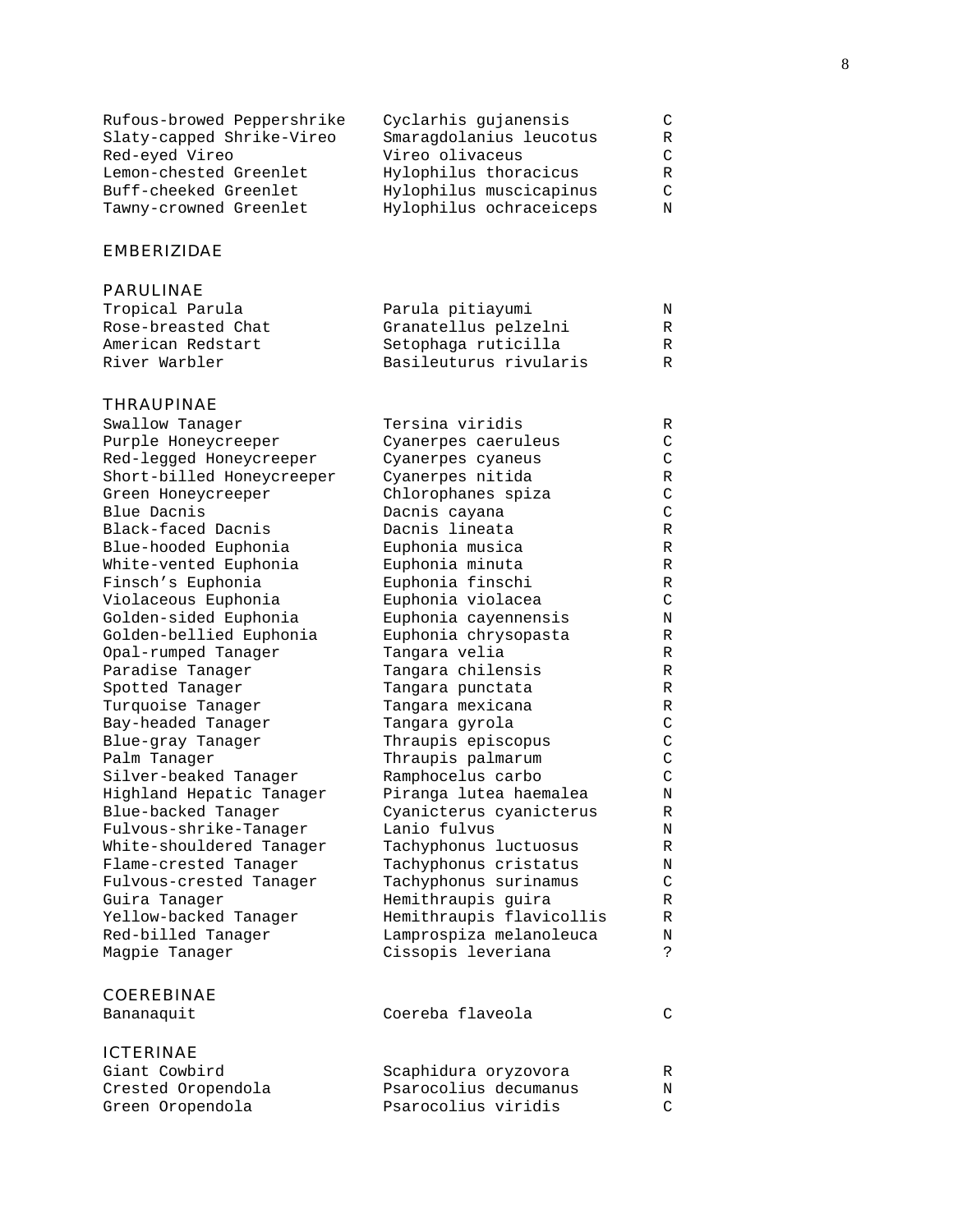| | | |
|---|---|---|
| Rufous-browed Peppershrike | Cyclarhis gujanensis | C |
| Slaty-capped Shrike-Vireo | Smaragdolanius leucotus | R |
| Red-eyed Vireo | Vireo olivaceus | C |
| Lemon-chested Greenlet | Hylophilus thoracicus | R |
| Buff-cheeked Greenlet | Hylophilus muscicapinus | C |
| Tawny-crowned Greenlet | Hylophilus ochraceiceps | N |

## EMBERIZIDAE

### PARULINAE

| | | |
|---|---|---|
| Tropical Parula | Parula pitiayumi | N |
| Rose-breasted Chat | Granatellus pelzelni | R |
| American Redstart | Setophaga ruticilla | R |
| River Warbler | Basileuturus rivularis | R |

### THRAUPINAE

| | | |
|---|---|---|
| Swallow Tanager | Tersina viridis | R |
| Purple Honeycreeper | Cyanerpes caeruleus | C |
| Red-legged Honeycreeper | Cyanerpes cyaneus | C |
| Short-billed Honeycreeper | Cyanerpes nitida | R |
| Green Honeycreeper | Chlorophanes spiza | C |
| Blue Dacnis | Dacnis cayana | C |
| Black-faced Dacnis | Dacnis lineata | R |
| Blue-hooded Euphonia | Euphonia musica | R |
| White-vented Euphonia | Euphonia minuta | R |
| Finsch's Euphonia | Euphonia finschi | R |
| Violaceous Euphonia | Euphonia violacea | C |
| Golden-sided Euphonia | Euphonia cayennensis | N |
| Golden-bellied Euphonia | Euphonia chrysopasta | R |
| Opal-rumped Tanager | Tangara velia | R |
| Paradise Tanager | Tangara chilensis | R |
| Spotted Tanager | Tangara punctata | R |
| Turquoise Tanager | Tangara mexicana | R |
| Bay-headed Tanager | Tangara gyrola | C |
| Blue-gray Tanager | Thraupis episcopus | C |
| Palm Tanager | Thraupis palmarum | C |
| Silver-beaked Tanager | Ramphocelus carbo | C |
| Highland Hepatic Tanager | Piranga lutea haemalea | N |
| Blue-backed Tanager | Cyanicterus cyanicterus | R |
| Fulvous-shrike-Tanager | Lanio fulvus | N |
| White-shouldered Tanager | Tachyphonus luctuosus | R |
| Flame-crested Tanager | Tachyphonus cristatus | N |
| Fulvous-crested Tanager | Tachyphonus surinamus | C |
| Guira Tanager | Hemithraupis guira | R |
| Yellow-backed Tanager | Hemithraupis flavicollis | R |
| Red-billed Tanager | Lamprospiza melanoleuca | N |
| Magpie Tanager | Cissopis leveriana | ? |

### COEREBINAE

| | | |
|---|---|---|
| Bananaquit | Coereba flaveola | C |

### ICTERINAE

| | | |
|---|---|---|
| Giant Cowbird | Scaphidura oryzovora | R |
| Crested Oropendola | Psarocolius decumanus | N |
| Green Oropendola | Psarocolius viridis | C |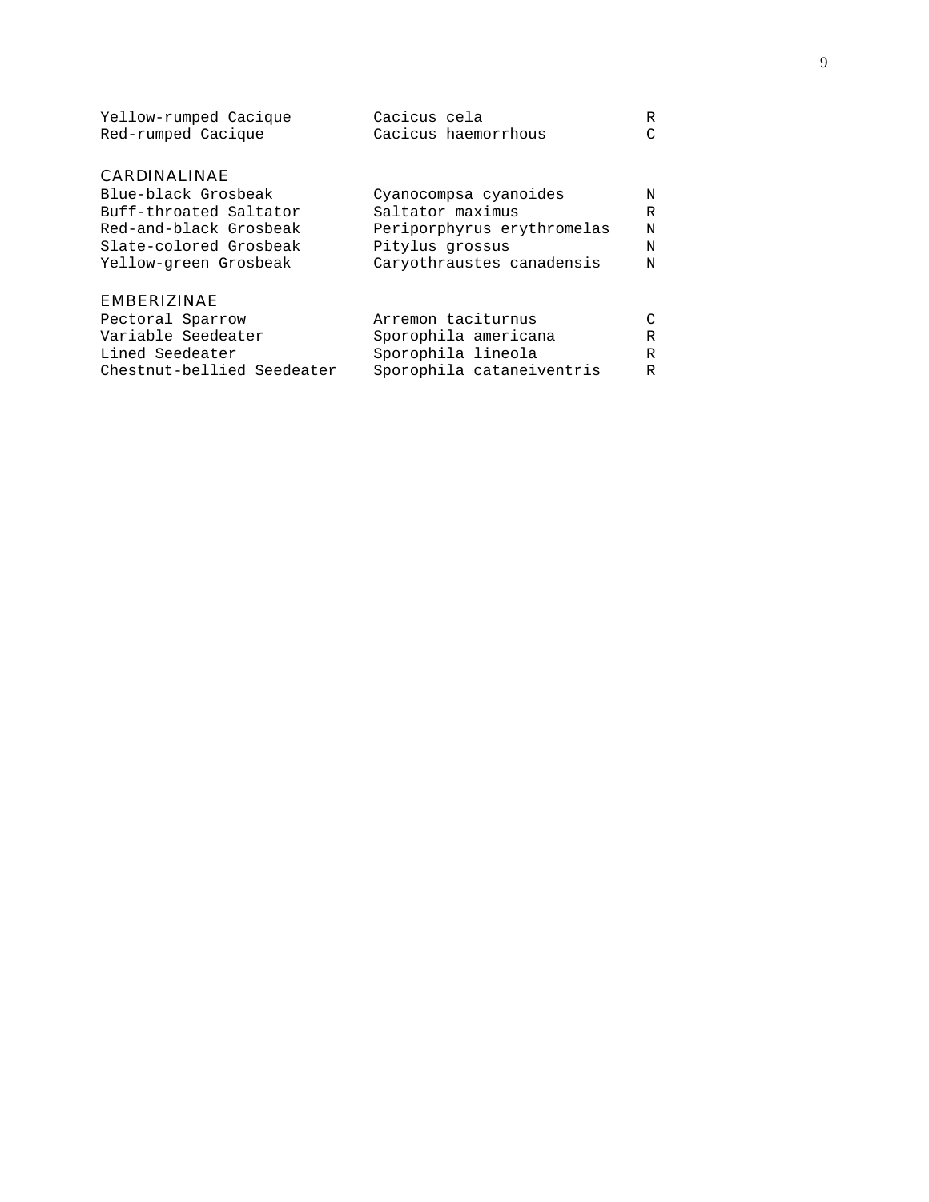| | | |
|---|---|---|
| Yellow-rumped Cacique | Cacicus cela | R |
| Red-rumped Cacique | Cacicus haemorrhous | C |

CARDINALINAE

| | | |
|---|---|---|
| Blue-black Grosbeak | Cyanocompsa cyanoides | N |
| Buff-throated Saltator | Saltator maximus | R |
| Red-and-black Grosbeak | Periporphyrus erythromelas | N |
| Slate-colored Grosbeak | Pitylus grossus | N |
| Yellow-green Grosbeak | Caryothraustes canadensis | N |

EMBERIZINAE

| | | |
|---|---|---|
| Pectoral Sparrow | Arremon taciturnus | C |
| Variable Seedeater | Sporophila americana | R |
| Lined Seedeater | Sporophila lineola | R |
| Chestnut-bellied Seedeater | Sporophila cataneiventris | R |